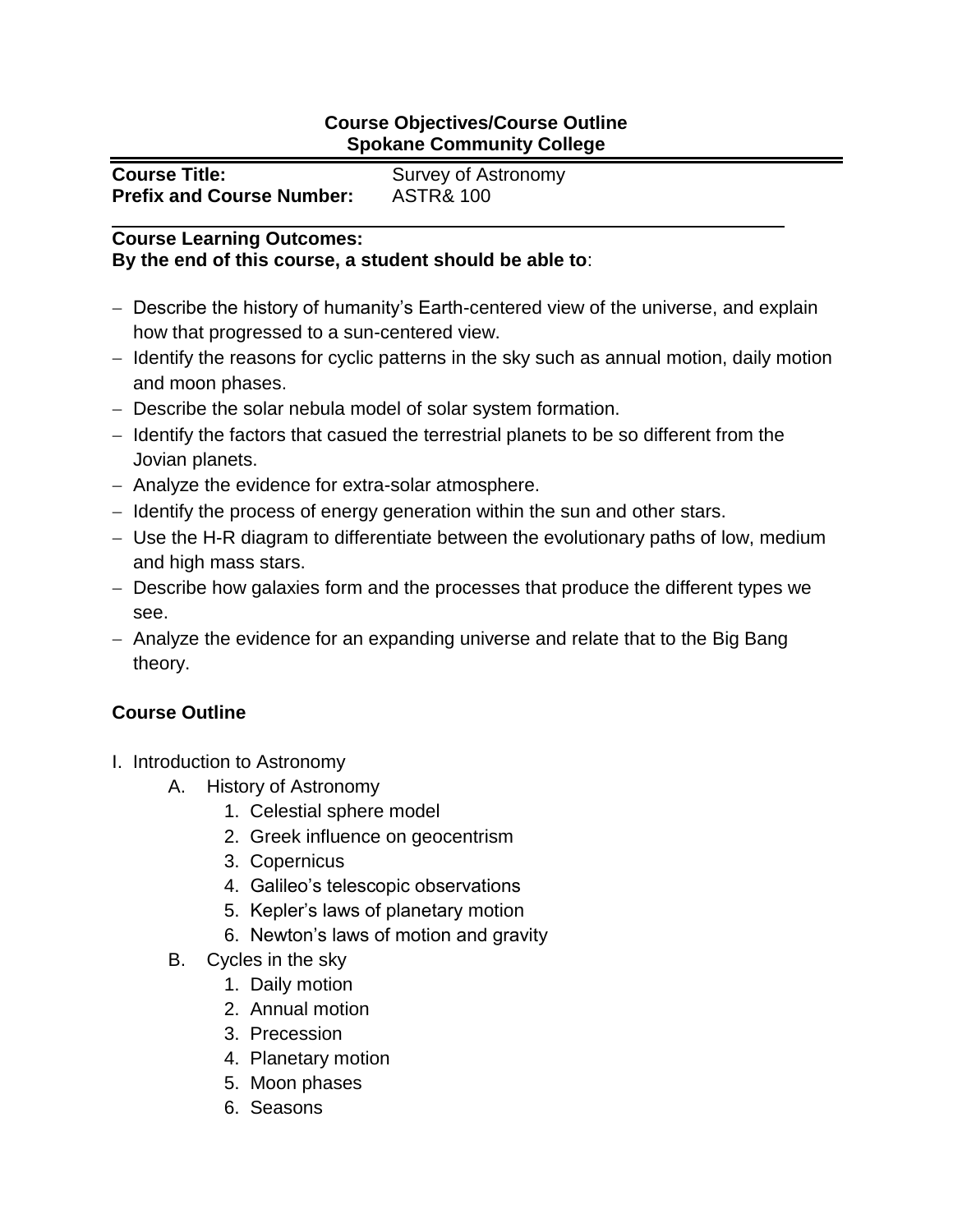**Course Objectives/Course Outline**
**Spokane Community College**

---

| | |
|---|---|
| **Course Title:** | Survey of Astronomy |
| **Prefix and Course Number:** | ASTR& 100 |

---

**Course Learning Outcomes:**
**By the end of this course, a student should be able to**:

- Describe the history of humanity's Earth-centered view of the universe, and explain how that progressed to a sun-centered view.
- Identify the reasons for cyclic patterns in the sky such as annual motion, daily motion and moon phases.
- Describe the solar nebula model of solar system formation.
- Identify the factors that casued the terrestrial planets to be so different from the Jovian planets.
- Analyze the evidence for extra-solar atmosphere.
- Identify the process of energy generation within the sun and other stars.
- Use the H-R diagram to differentiate between the evolutionary paths of low, medium and high mass stars.
- Describe how galaxies form and the processes that produce the different types we see.
- Analyze the evidence for an expanding universe and relate that to the Big Bang theory.

**Course Outline**

I. Introduction to Astronomy
   - A. History of Astronomy
     1. Celestial sphere model
     2. Greek influence on geocentrism
     3. Copernicus
     4. Galileo's telescopic observations
     5. Kepler's laws of planetary motion
     6. Newton's laws of motion and gravity
   - B. Cycles in the sky
     1. Daily motion
     2. Annual motion
     3. Precession
     4. Planetary motion
     5. Moon phases
     6. Seasons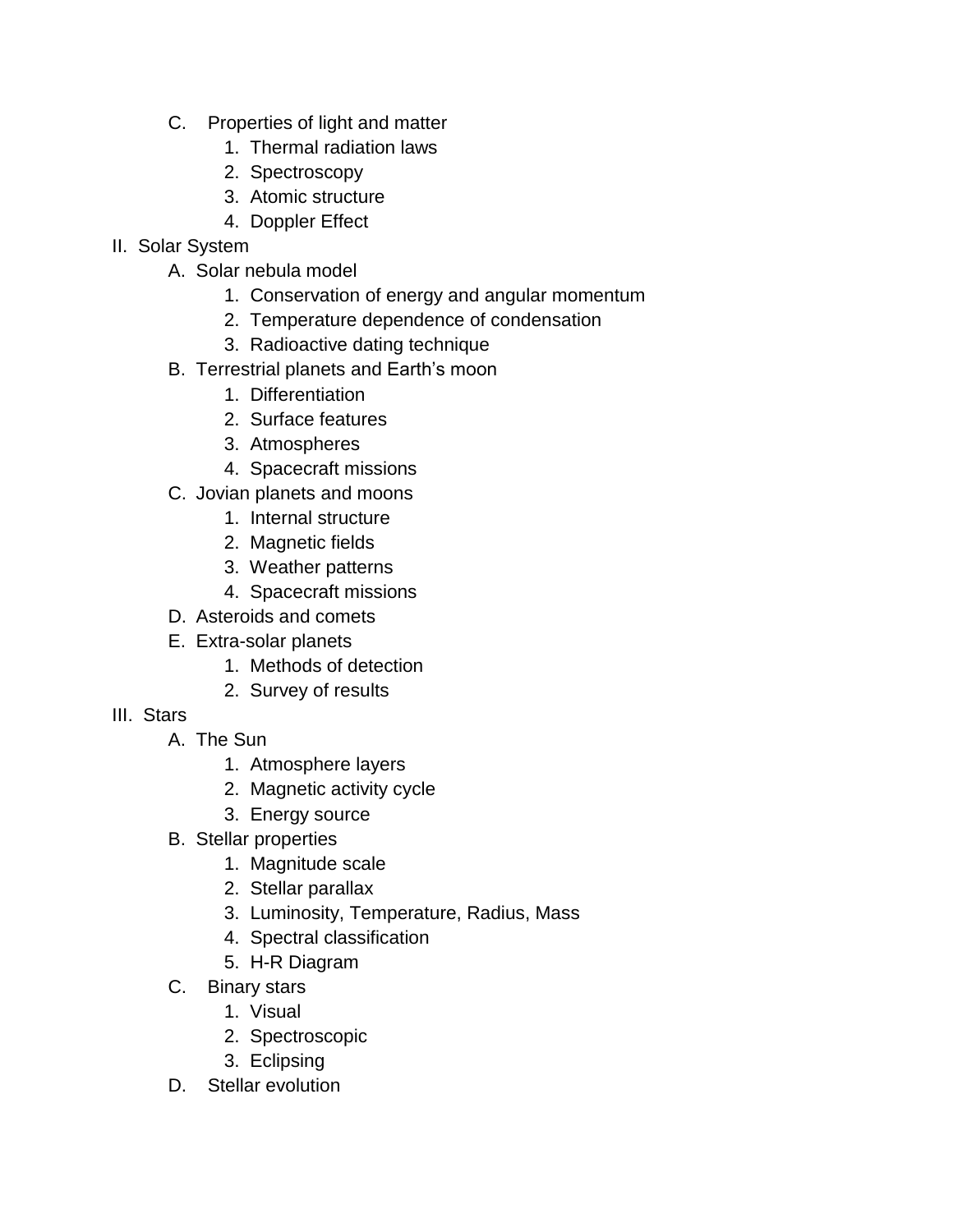- C. Properties of light and matter
    1. Thermal radiation laws
    2. Spectroscopy
    3. Atomic structure
    4. Doppler Effect

II. Solar System
- A. Solar nebula model
    1. Conservation of energy and angular momentum
    2. Temperature dependence of condensation
    3. Radioactive dating technique
- B. Terrestrial planets and Earth's moon
    1. Differentiation
    2. Surface features
    3. Atmospheres
    4. Spacecraft missions
- C. Jovian planets and moons
    1. Internal structure
    2. Magnetic fields
    3. Weather patterns
    4. Spacecraft missions
- D. Asteroids and comets
- E. Extra-solar planets
    1. Methods of detection
    2. Survey of results

III. Stars
- A. The Sun
    1. Atmosphere layers
    2. Magnetic activity cycle
    3. Energy source
- B. Stellar properties
    1. Magnitude scale
    2. Stellar parallax
    3. Luminosity, Temperature, Radius, Mass
    4. Spectral classification
    5. H-R Diagram
- C. Binary stars
    1. Visual
    2. Spectroscopic
    3. Eclipsing
- D. Stellar evolution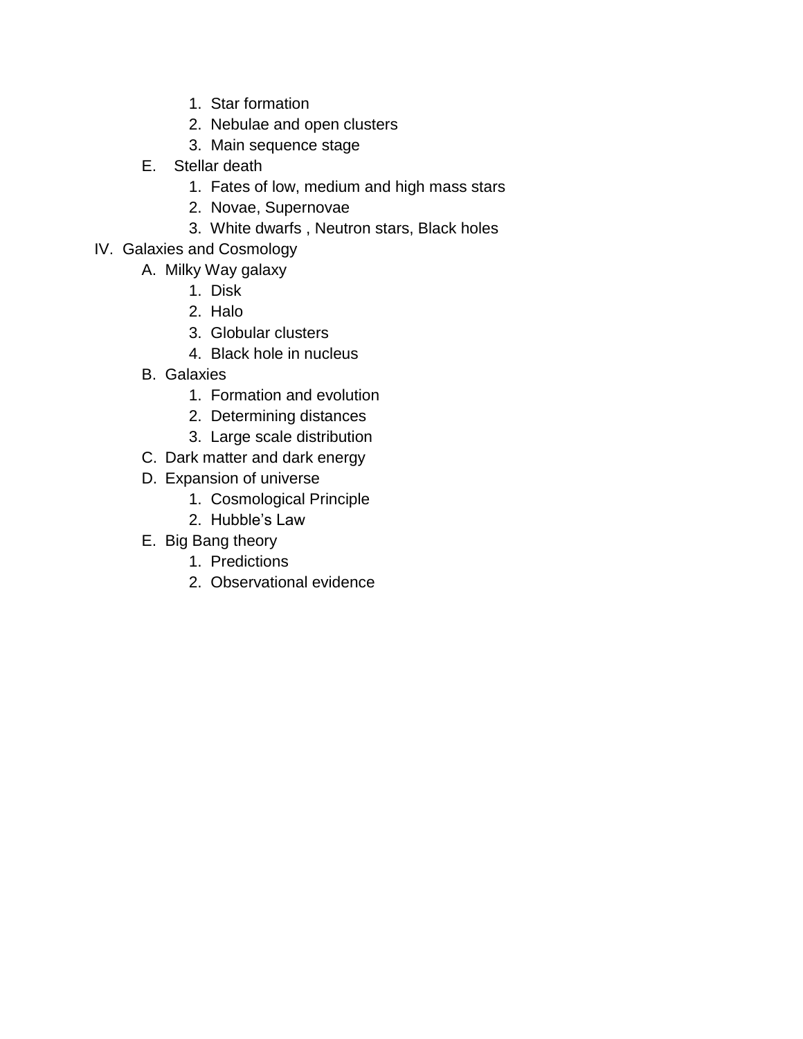1. Star formation
      2. Nebulae and open clusters
      3. Main sequence stage
   E. Stellar death
      1. Fates of low, medium and high mass stars
      2. Novae, Supernovae
      3. White dwarfs , Neutron stars, Black holes

IV. Galaxies and Cosmology
   A. Milky Way galaxy
      1. Disk
      2. Halo
      3. Globular clusters
      4. Black hole in nucleus
   B. Galaxies
      1. Formation and evolution
      2. Determining distances
      3. Large scale distribution
   C. Dark matter and dark energy
   D. Expansion of universe
      1. Cosmological Principle
      2. Hubble's Law
   E. Big Bang theory
      1. Predictions
      2. Observational evidence